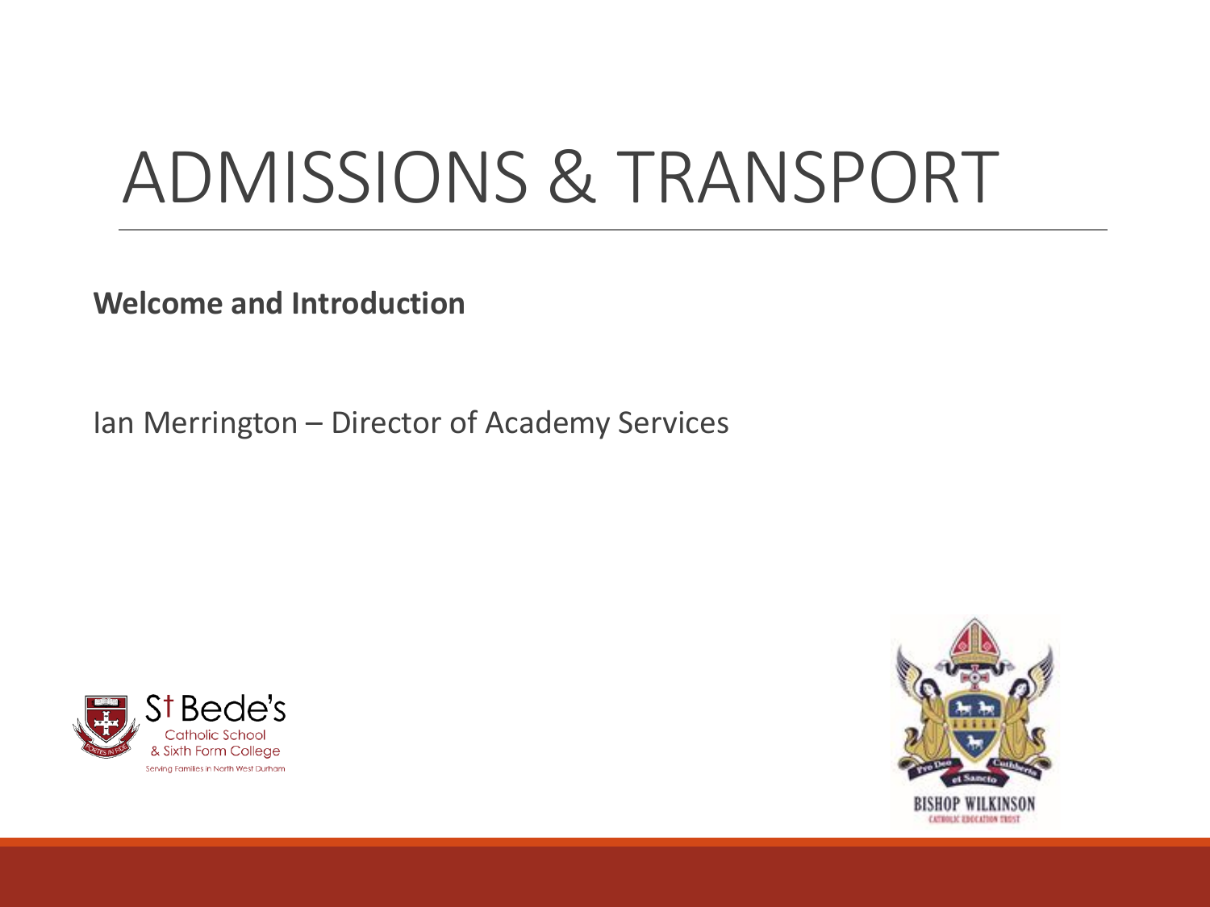# ADMISSIONS & TRANSPORT

**Welcome and Introduction**

Ian Merrington – Director of Academy Services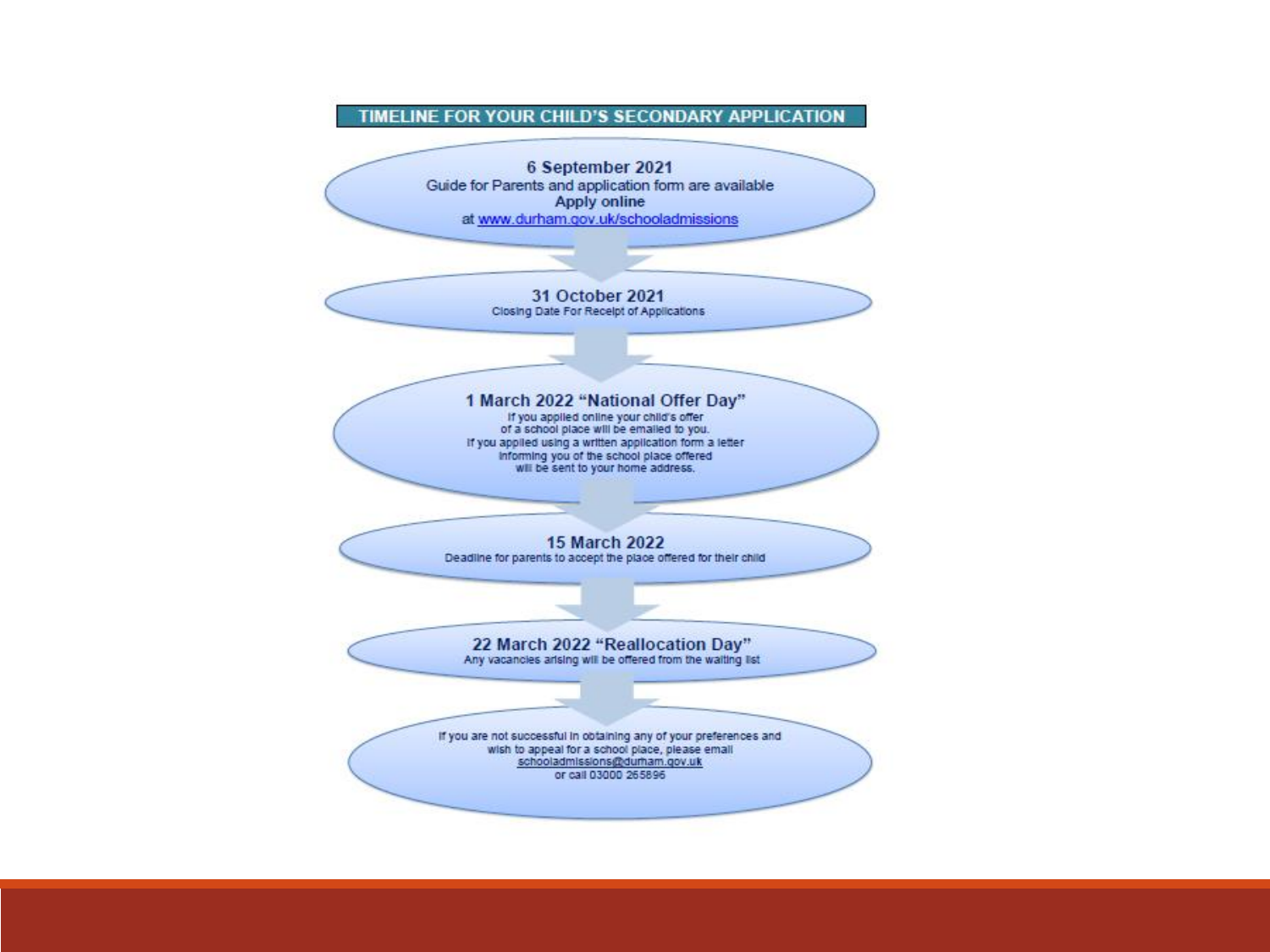## TIMELINE FOR YOUR CHILD'S SECONDARY APPLICATION

**6 September 2021**
Guide for Parents and application form are available
**Apply online**
at www.durham.gov.uk/schooladmissions

**31 October 2021**
Closing Date For Receipt of Applications

**1 March 2022 "National Offer Day"**
If you applied online your child's offer of a school place will be emailed to you.
If you applied using a written application form a letter informing you of the school place offered will be sent to your home address.

**15 March 2022**
Deadline for parents to accept the place offered for their child

**22 March 2022 "Reallocation Day"**
Any vacancies arising will be offered from the waiting list

If you are not successful in obtaining any of your preferences and wish to appeal for a school place, please email schooladmissions@durham.gov.uk or call 03000 265896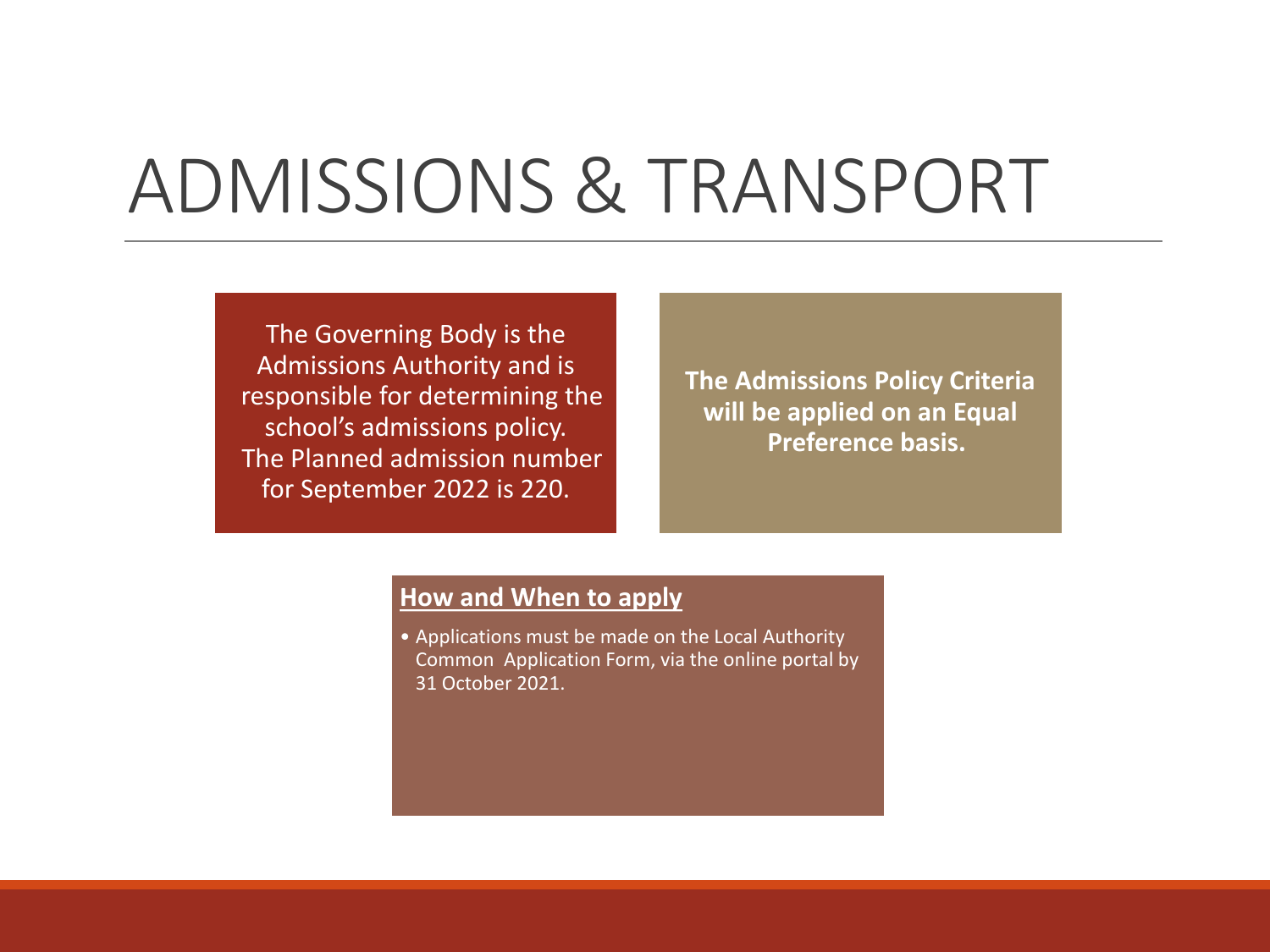# ADMISSIONS & TRANSPORT

The Governing Body is the Admissions Authority and is responsible for determining the school's admissions policy. The Planned admission number for September 2022 is 220.

**The Admissions Policy Criteria will be applied on an Equal Preference basis.**

**How and When to apply**

- Applications must be made on the Local Authority Common Application Form, via the online portal by 31 October 2021.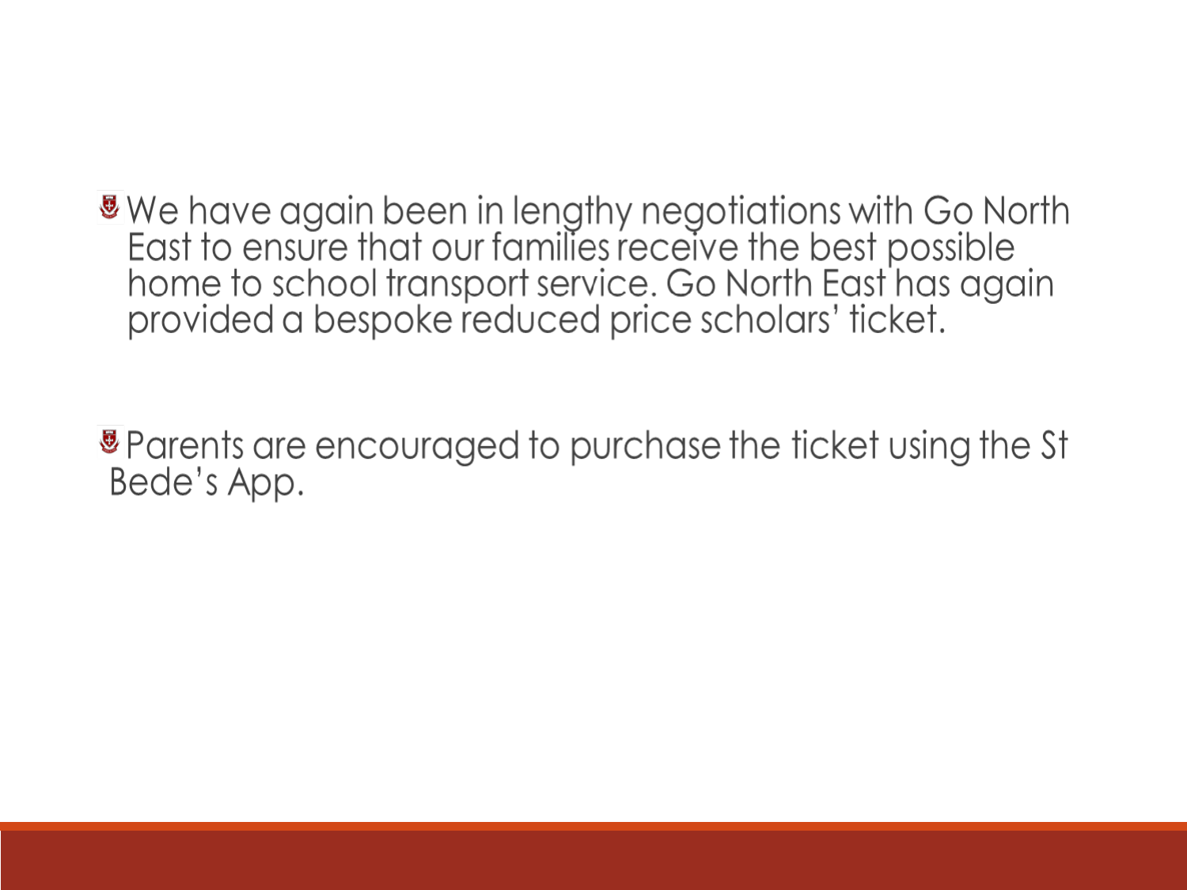- We have again been in lengthy negotiations with Go North East to ensure that our families receive the best possible home to school transport service. Go North East has again provided a bespoke reduced price scholars' ticket.

- Parents are encouraged to purchase the ticket using the St Bede's App.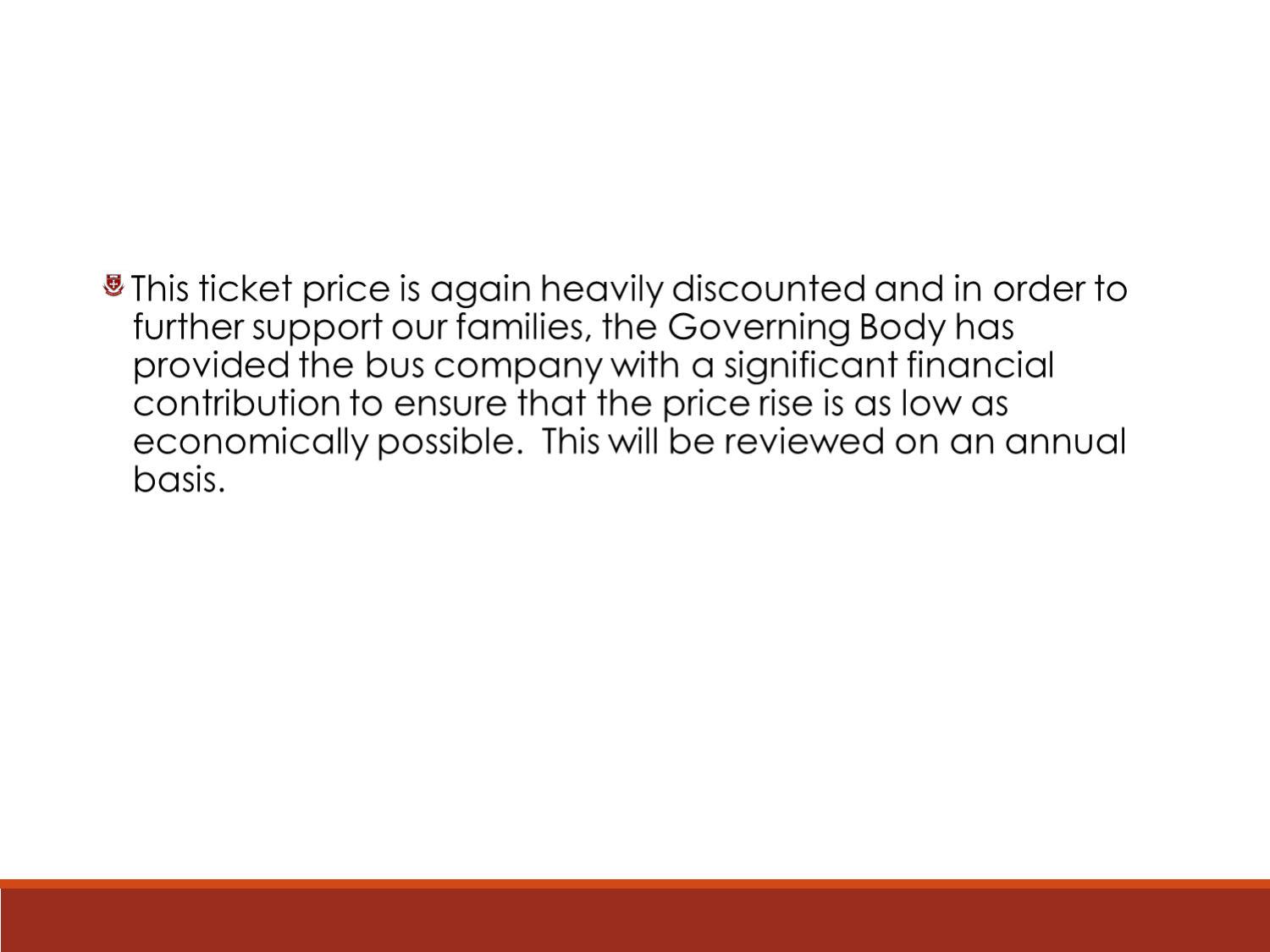- This ticket price is again heavily discounted and in order to further support our families, the Governing Body has provided the bus company with a significant financial contribution to ensure that the price rise is as low as economically possible. This will be reviewed on an annual basis.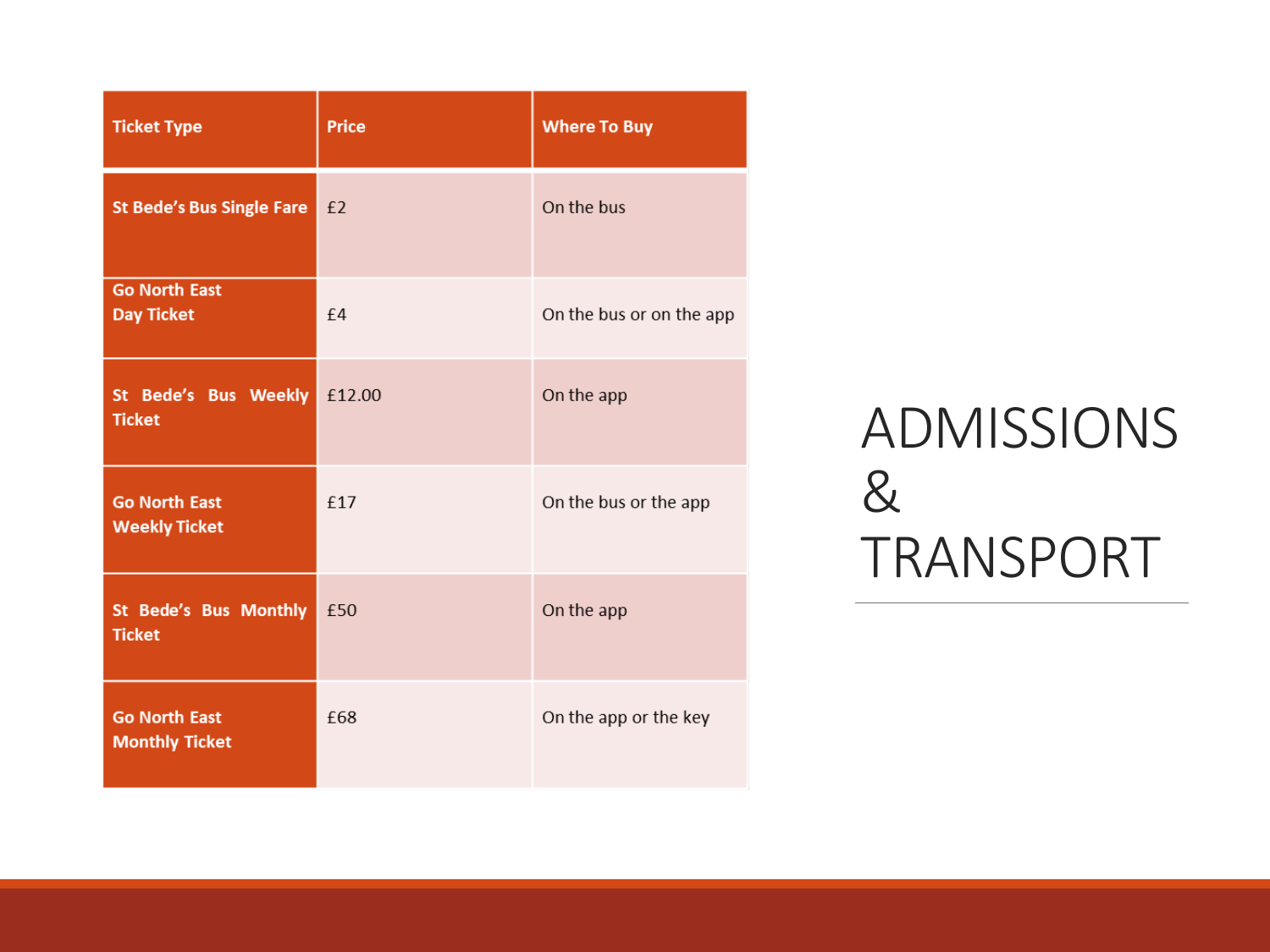# ADMISSIONS & TRANSPORT

| Ticket Type | Price | Where To Buy |
|---|---|---|
| St Bede's Bus Single Fare | £2 | On the bus |
| Go North East Day Ticket | £4 | On the bus or on the app |
| St Bede's Bus Weekly Ticket | £12.00 | On the app |
| Go North East Weekly Ticket | £17 | On the bus or the app |
| St Bede's Bus Monthly Ticket | £50 | On the app |
| Go North East Monthly Ticket | £68 | On the app or the key |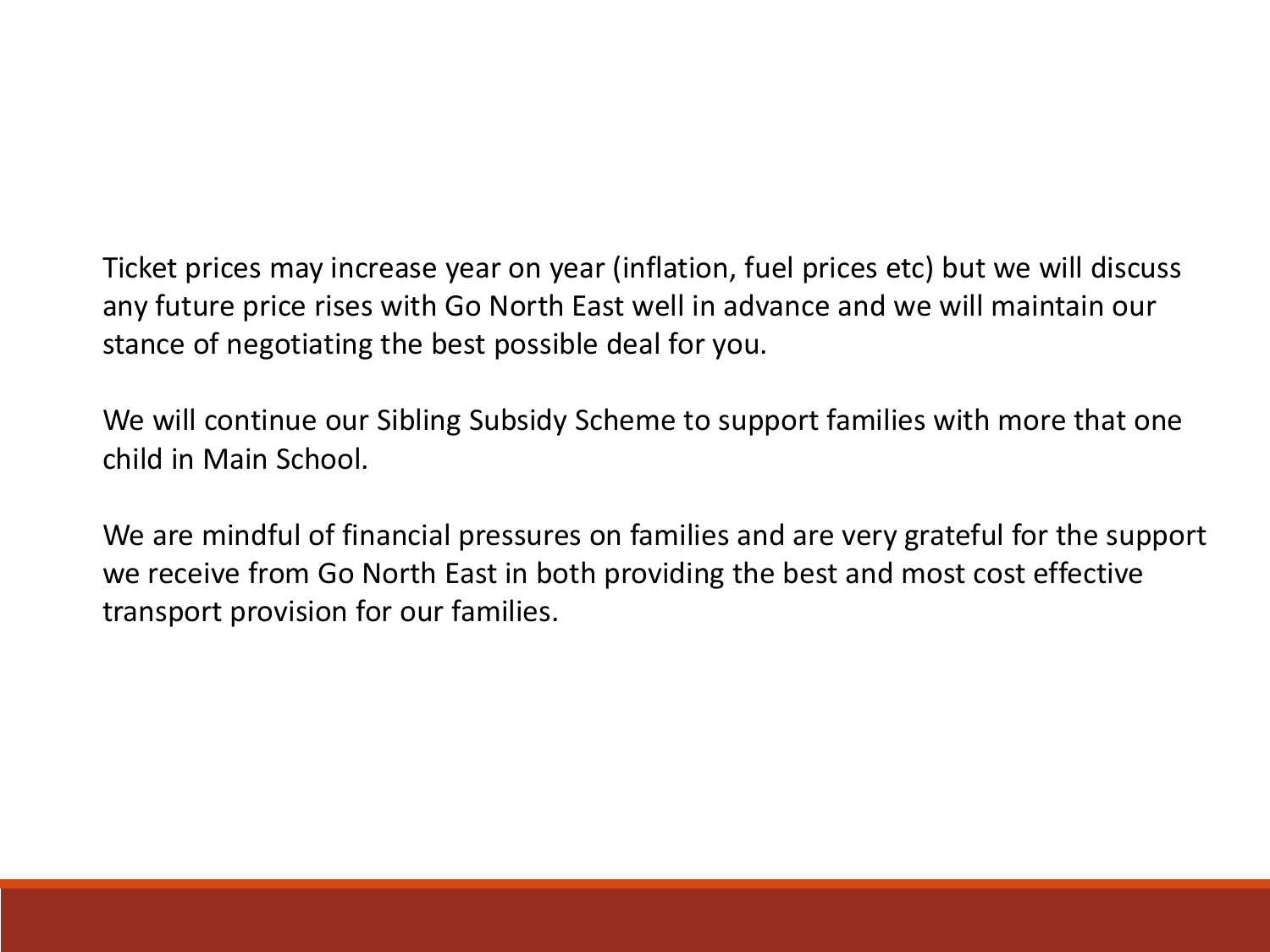Ticket prices may increase year on year (inflation, fuel prices etc) but we will discuss any future price rises with Go North East well in advance and we will maintain our stance of negotiating the best possible deal for you.

We will continue our Sibling Subsidy Scheme to support families with more that one child in Main School.

We are mindful of financial pressures on families and are very grateful for the support we receive from Go North East in both providing the best and most cost effective transport provision for our families.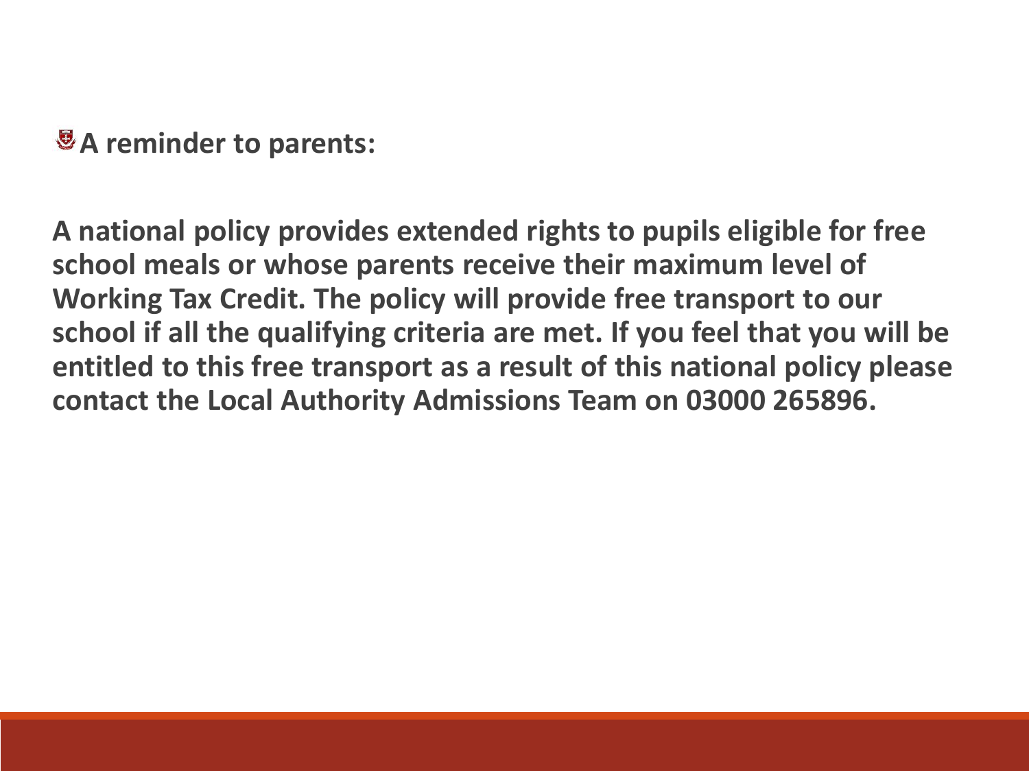**A reminder to parents:**

**A national policy provides extended rights to pupils eligible for free school meals or whose parents receive their maximum level of Working Tax Credit. The policy will provide free transport to our school if all the qualifying criteria are met. If you feel that you will be entitled to this free transport as a result of this national policy please contact the Local Authority Admissions Team on 03000 265896.**